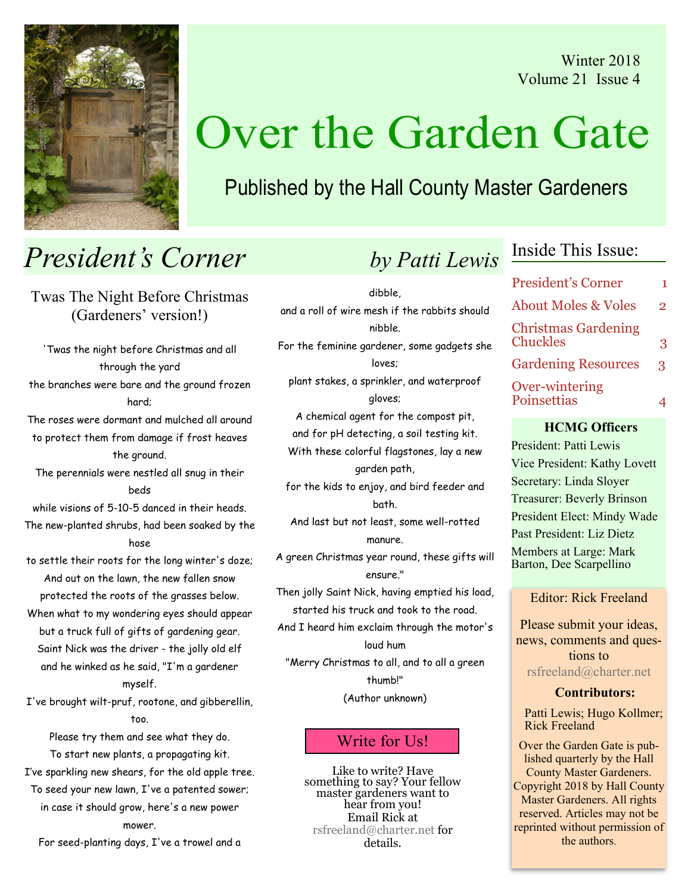Winter 2018
Volume 21 Issue 4

# Over the Garden Gate

Published by the Hall County Master Gardeners

## *President's Corner* *by Patti Lewis*

### Twas The Night Before Christmas (Gardeners' version!)

'Twas the night before Christmas and all through the yard
the branches were bare and the ground frozen hard;
The roses were dormant and mulched all around
to protect them from damage if frost heaves the ground.
The perennials were nestled all snug in their beds
while visions of 5-10-5 danced in their heads.
The new-planted shrubs, had been soaked by the hose
to settle their roots for the long winter's doze;
And out on the lawn, the new fallen snow
protected the roots of the grasses below.
When what to my wondering eyes should appear
but a truck full of gifts of gardening gear.
Saint Nick was the driver - the jolly old elf
and he winked as he said, "I'm a gardener myself.
I've brought wilt-pruf, rootone, and gibberellin, too.
Please try them and see what they do.
To start new plants, a propagating kit.
I've sparkling new shears, for the old apple tree.
To seed your new lawn, I've a patented sower;
in case it should grow, here's a new power mower.
For seed-planting days, I've a trowel and a dibble,
and a roll of wire mesh if the rabbits should nibble.
For the feminine gardener, some gadgets she loves;
plant stakes, a sprinkler, and waterproof gloves;
A chemical agent for the compost pit,
and for pH detecting, a soil testing kit.
With these colorful flagstones, lay a new garden path,
for the kids to enjoy, and bird feeder and bath.
And last but not least, some well-rotted manure.
A green Christmas year round, these gifts will ensure."
Then jolly Saint Nick, having emptied his load,
started his truck and took to the road.
And I heard him exclaim through the motor's loud hum
"Merry Christmas to all, and to all a green thumb!"
(Author unknown)

### Write for Us!

Like to write? Have something to say? Your fellow master gardeners want to hear from you!
Email Rick at rsfreeland@charter.net for details.

### Inside This Issue:

| | |
|---|---|
| President's Corner | 1 |
| About Moles & Voles | 2 |
| Christmas Gardening Chuckles | 3 |
| Gardening Resources | 3 |
| Over-wintering Poinsettias | 4 |

### HCMG Officers

President: Patti Lewis
Vice President: Kathy Lovett
Secretary: Linda Sloyer
Treasurer: Beverly Brinson
President Elect: Mindy Wade
Past President: Liz Dietz
Members at Large: Mark Barton, Dee Scarpellino

Editor: Rick Freeland

Please submit your ideas, news, comments and questions to rsfreeland@charter.net

**Contributors:**

Patti Lewis; Hugo Kollmer; Rick Freeland

Over the Garden Gate is published quarterly by the Hall County Master Gardeners. Copyright 2018 by Hall County Master Gardeners. All rights reserved. Articles may not be reprinted without permission of the authors.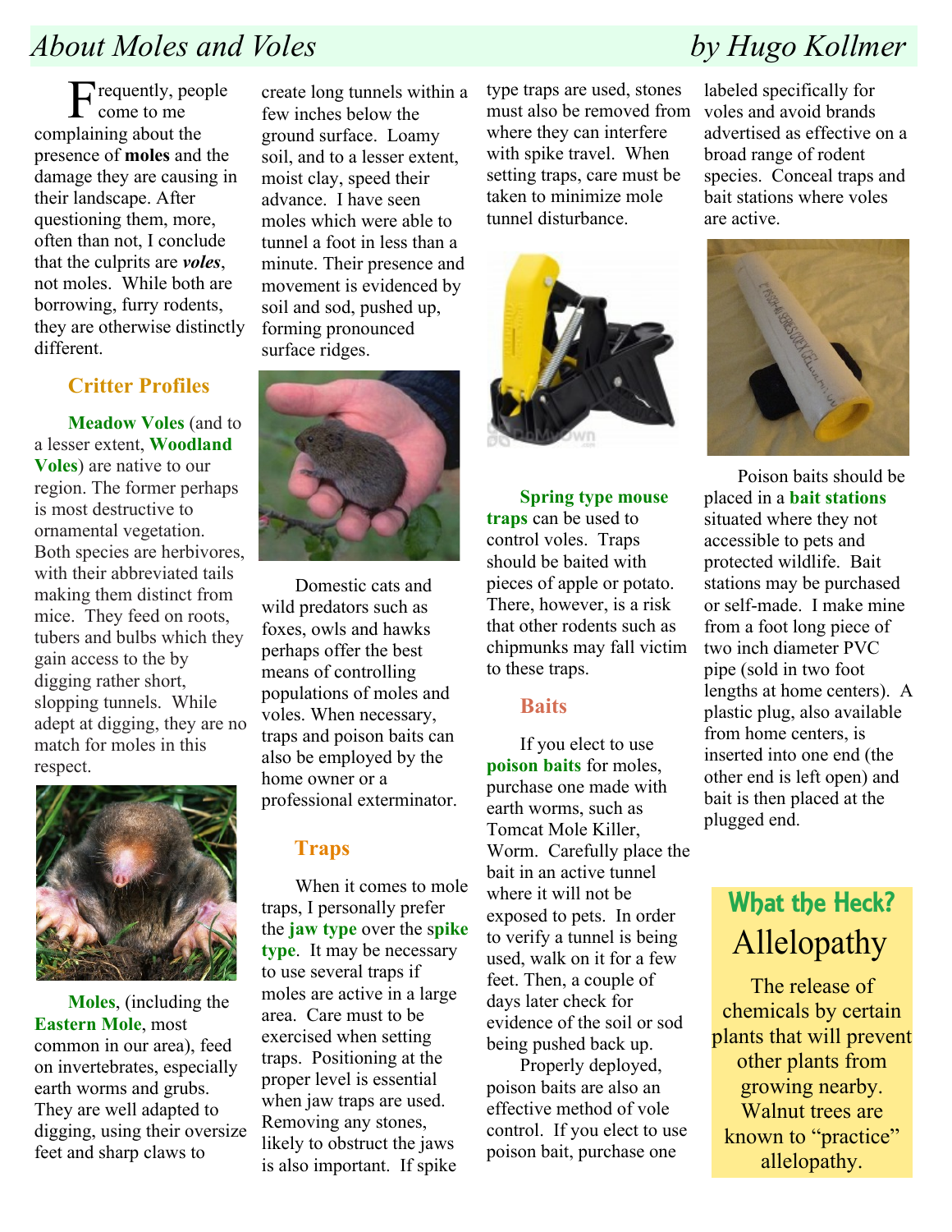# About Moles and Voles by Hugo Kollmer

Frequently, people come to me complaining about the presence of **moles** and the damage they are causing in their landscape. After questioning them, more, often than not, I conclude that the culprits are ***voles***, not moles. While both are borrowing, furry rodents, they are otherwise distinctly different.

## Critter Profiles

**Meadow Voles** (and to a lesser extent, **Woodland Voles**) are native to our region. The former perhaps is most destructive to ornamental vegetation. Both species are herbivores, with their abbreviated tails making them distinct from mice. They feed on roots, tubers and bulbs which they gain access to the by digging rather short, slopping tunnels. While adept at digging, they are no match for moles in this respect.

**Moles**, (including the **Eastern Mole**, most common in our area), feed on invertebrates, especially earth worms and grubs. They are well adapted to digging, using their oversize feet and sharp claws to create long tunnels within a few inches below the ground surface. Loamy soil, and to a lesser extent, moist clay, speed their advance. I have seen moles which were able to tunnel a foot in less than a minute. Their presence and movement is evidenced by soil and sod, pushed up, forming pronounced surface ridges.

Domestic cats and wild predators such as foxes, owls and hawks perhaps offer the best means of controlling populations of moles and voles. When necessary, traps and poison baits can also be employed by the home owner or a professional exterminator.

## Traps

When it comes to mole traps, I personally prefer the **jaw type** over the **spike type**. It may be necessary to use several traps if moles are active in a large area. Care must to be exercised when setting traps. Positioning at the proper level is essential when jaw traps are used. Removing any stones, likely to obstruct the jaws is also important. If spike type traps are used, stones must also be removed from where they can interfere with spike travel. When setting traps, care must be taken to minimize mole tunnel disturbance.

**Spring type mouse traps** can be used to control voles. Traps should be baited with pieces of apple or potato. There, however, is a risk that other rodents such as chipmunks may fall victim to these traps.

## Baits

If you elect to use **poison baits** for moles, purchase one made with earth worms, such as Tomcat Mole Killer, Worm. Carefully place the bait in an active tunnel where it will not be exposed to pets. In order to verify a tunnel is being used, walk on it for a few feet. Then, a couple of days later check for evidence of the soil or sod being pushed back up.

Properly deployed, poison baits are also an effective method of vole control. If you elect to use poison bait, purchase one labeled specifically for voles and avoid brands advertised as effective on a broad range of rodent species. Conceal traps and bait stations where voles are active.

Poison baits should be placed in a **bait stations** situated where they not accessible to pets and protected wildlife. Bait stations may be purchased or self-made. I make mine from a foot long piece of two inch diameter PVC pipe (sold in two foot lengths at home centers). A plastic plug, also available from home centers, is inserted into one end (the other end is left open) and bait is then placed at the plugged end.

---

**What the Heck?**

**Allelopathy**

The release of chemicals by certain plants that will prevent other plants from growing nearby. Walnut trees are known to "practice" allelopathy.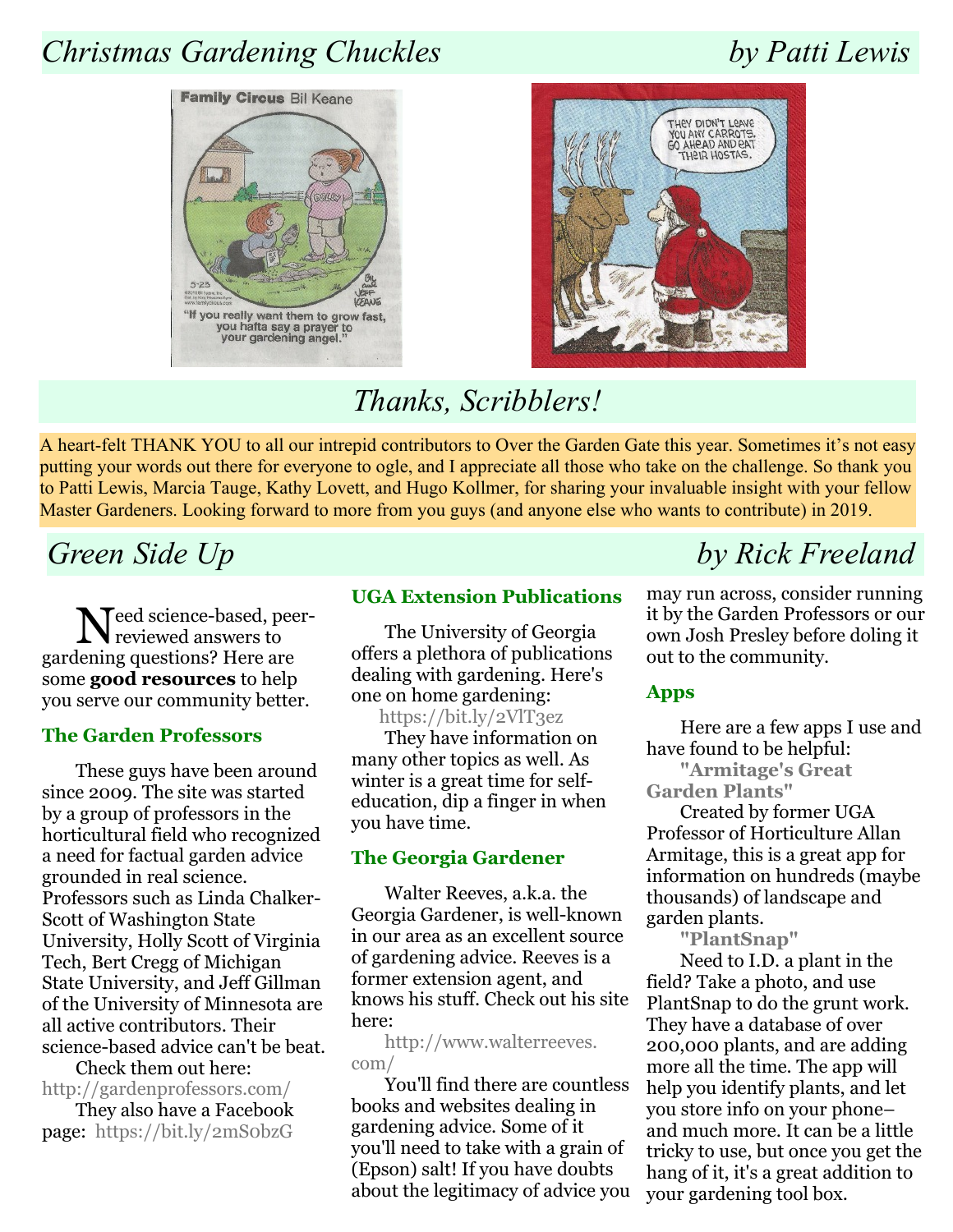# *Christmas Gardening Chuckles* — *by Patti Lewis*

# *Thanks, Scribblers!*

A heart-felt THANK YOU to all our intrepid contributors to Over the Garden Gate this year. Sometimes it's not easy putting your words out there for everyone to ogle, and I appreciate all those who take on the challenge. So thank you to Patti Lewis, Marcia Tauge, Kathy Lovett, and Hugo Kollmer, for sharing your invaluable insight with your fellow Master Gardeners. Looking forward to more from you guys (and anyone else who wants to contribute) in 2019.

# *Green Side Up* — *by Rick Freeland*

Need science-based, peer-reviewed answers to gardening questions? Here are some **good resources** to help you serve our community better.

### The Garden Professors

These guys have been around since 2009. The site was started by a group of professors in the horticultural field who recognized a need for factual garden advice grounded in real science. Professors such as Linda Chalker-Scott of Washington State University, Holly Scott of Virginia Tech, Bert Cregg of Michigan State University, and Jeff Gillman of the University of Minnesota are all active contributors. Their science-based advice can't be beat.

Check them out here: http://gardenprofessors.com/

They also have a Facebook page: https://bit.ly/2mS0bzG

### UGA Extension Publications

The University of Georgia offers a plethora of publications dealing with gardening. Here's one on home gardening: https://bit.ly/2VlT3ez

They have information on many other topics as well. As winter is a great time for self-education, dip a finger in when you have time.

### The Georgia Gardener

Walter Reeves, a.k.a. the Georgia Gardener, is well-known in our area as an excellent source of gardening advice. Reeves is a former extension agent, and knows his stuff. Check out his site here: http://www.walterreeves.com/

You'll find there are countless books and websites dealing in gardening advice. Some of it you'll need to take with a grain of (Epson) salt! If you have doubts about the legitimacy of advice you may run across, consider running it by the Garden Professors or our own Josh Presley before doling it out to the community.

### Apps

Here are a few apps I use and have found to be helpful:

**"Armitage's Great Garden Plants"**

Created by former UGA Professor of Horticulture Allan Armitage, this is a great app for information on hundreds (maybe thousands) of landscape and garden plants.

**"PlantSnap"**

Need to I.D. a plant in the field? Take a photo, and use PlantSnap to do the grunt work. They have a database of over 200,000 plants, and are adding more all the time. The app will help you identify plants, and let you store info on your phone–and much more. It can be a little tricky to use, but once you get the hang of it, it's a great addition to your gardening tool box.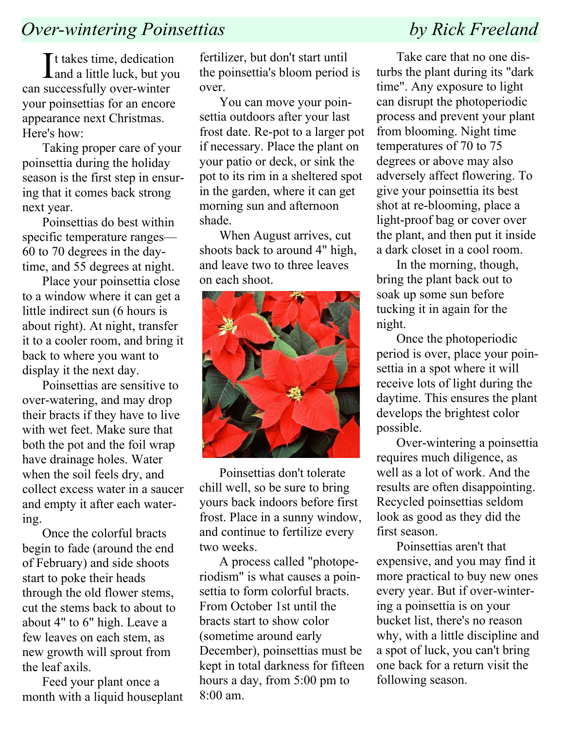# *Over-wintering Poinsettias*

*by Rick Freeland*

It takes time, dedication and a little luck, but you can successfully over-winter your poinsettias for an encore appearance next Christmas. Here's how:

Taking proper care of your poinsettia during the holiday season is the first step in ensuring that it comes back strong next year.

Poinsettias do best within specific temperature ranges—60 to 70 degrees in the daytime, and 55 degrees at night.

Place your poinsettia close to a window where it can get a little indirect sun (6 hours is about right). At night, transfer it to a cooler room, and bring it back to where you want to display it the next day.

Poinsettias are sensitive to over-watering, and may drop their bracts if they have to live with wet feet. Make sure that both the pot and the foil wrap have drainage holes. Water when the soil feels dry, and collect excess water in a saucer and empty it after each watering.

Once the colorful bracts begin to fade (around the end of February) and side shoots start to poke their heads through the old flower stems, cut the stems back to about to about 4" to 6" high. Leave a few leaves on each stem, as new growth will sprout from the leaf axils.

Feed your plant once a month with a liquid houseplant fertilizer, but don't start until the poinsettia's bloom period is over.

You can move your poinsettia outdoors after your last frost date. Re-pot to a larger pot if necessary. Place the plant on your patio or deck, or sink the pot to its rim in a sheltered spot in the garden, where it can get morning sun and afternoon shade.

When August arrives, cut shoots back to around 4" high, and leave two to three leaves on each shoot.

Poinsettias don't tolerate chill well, so be sure to bring yours back indoors before first frost. Place in a sunny window, and continue to fertilize every two weeks.

A process called "photoperiodism" is what causes a poinsettia to form colorful bracts. From October 1st until the bracts start to show color (sometime around early December), poinsettias must be kept in total darkness for fifteen hours a day, from 5:00 pm to 8:00 am.

Take care that no one disturbs the plant during its "dark time". Any exposure to light can disrupt the photoperiodic process and prevent your plant from blooming. Night time temperatures of 70 to 75 degrees or above may also adversely affect flowering. To give your poinsettia its best shot at re-blooming, place a light-proof bag or cover over the plant, and then put it inside a dark closet in a cool room.

In the morning, though, bring the plant back out to soak up some sun before tucking it in again for the night.

Once the photoperiodic period is over, place your poinsettia in a spot where it will receive lots of light during the daytime. This ensures the plant develops the brightest color possible.

Over-wintering a poinsettia requires much diligence, as well as a lot of work. And the results are often disappointing. Recycled poinsettias seldom look as good as they did the first season.

Poinsettias aren't that expensive, and you may find it more practical to buy new ones every year. But if over-wintering a poinsettia is on your bucket list, there's no reason why, with a little discipline and a spot of luck, you can't bring one back for a return visit the following season.